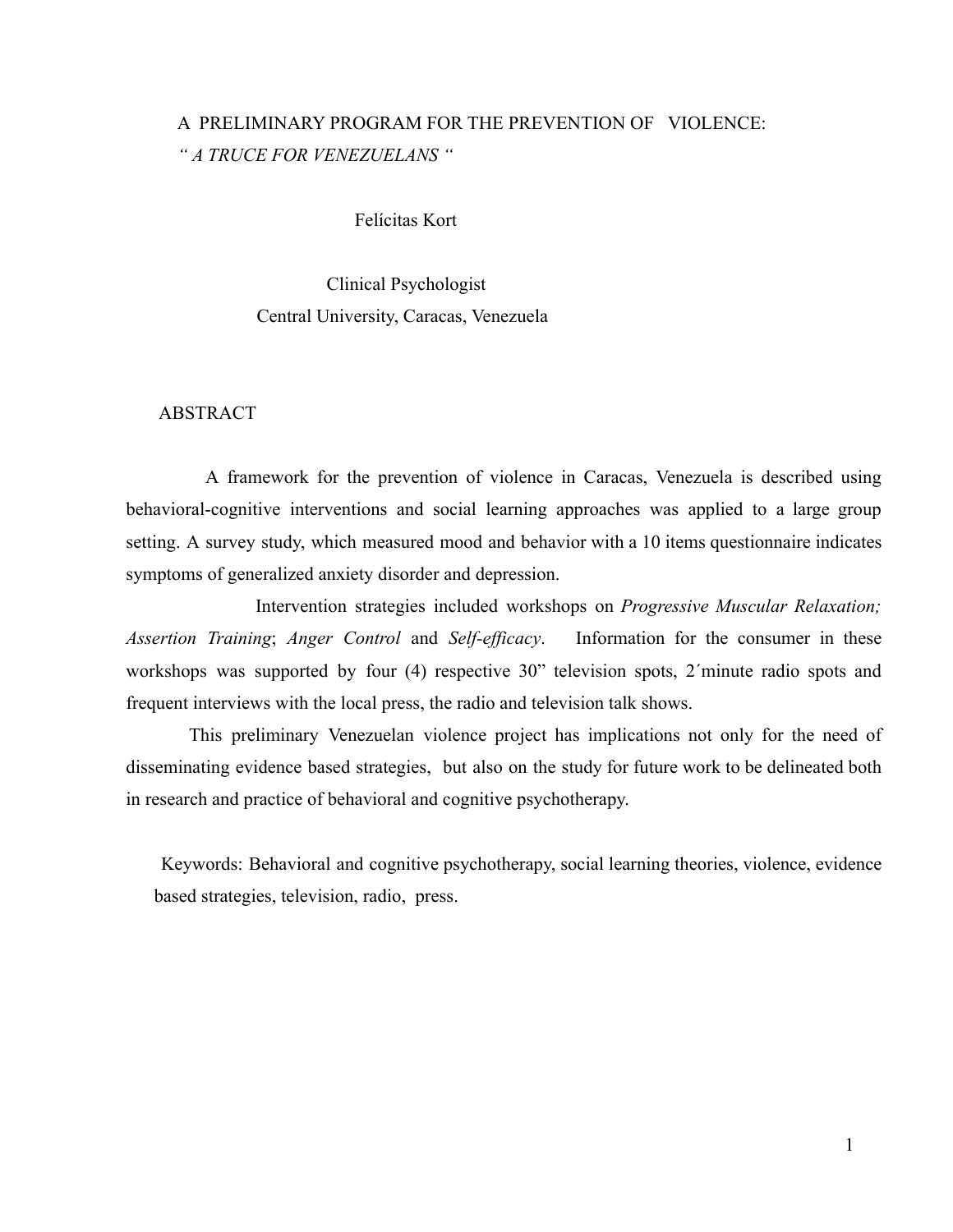# A PRELIMINARY PROGRAM FOR THE PREVENTION OF VIOLENCE: *" A TRUCE FOR VENEZUELANS "*

Felícitas Kort

Clinical Psychologist
Central University, Caracas, Venezuela

## ABSTRACT

A framework for the prevention of violence in Caracas, Venezuela is described using behavioral-cognitive interventions and social learning approaches was applied to a large group setting. A survey study, which measured mood and behavior with a 10 items questionnaire indicates symptoms of generalized anxiety disorder and depression.

Intervention strategies included workshops on *Progressive Muscular Relaxation; Assertion Training*; *Anger Control* and *Self-efficacy*. Information for the consumer in these workshops was supported by four (4) respective 30" television spots, 2´minute radio spots and frequent interviews with the local press, the radio and television talk shows.

This preliminary Venezuelan violence project has implications not only for the need of disseminating evidence based strategies, but also on the study for future work to be delineated both in research and practice of behavioral and cognitive psychotherapy.

Keywords: Behavioral and cognitive psychotherapy, social learning theories, violence, evidence based strategies, television, radio, press.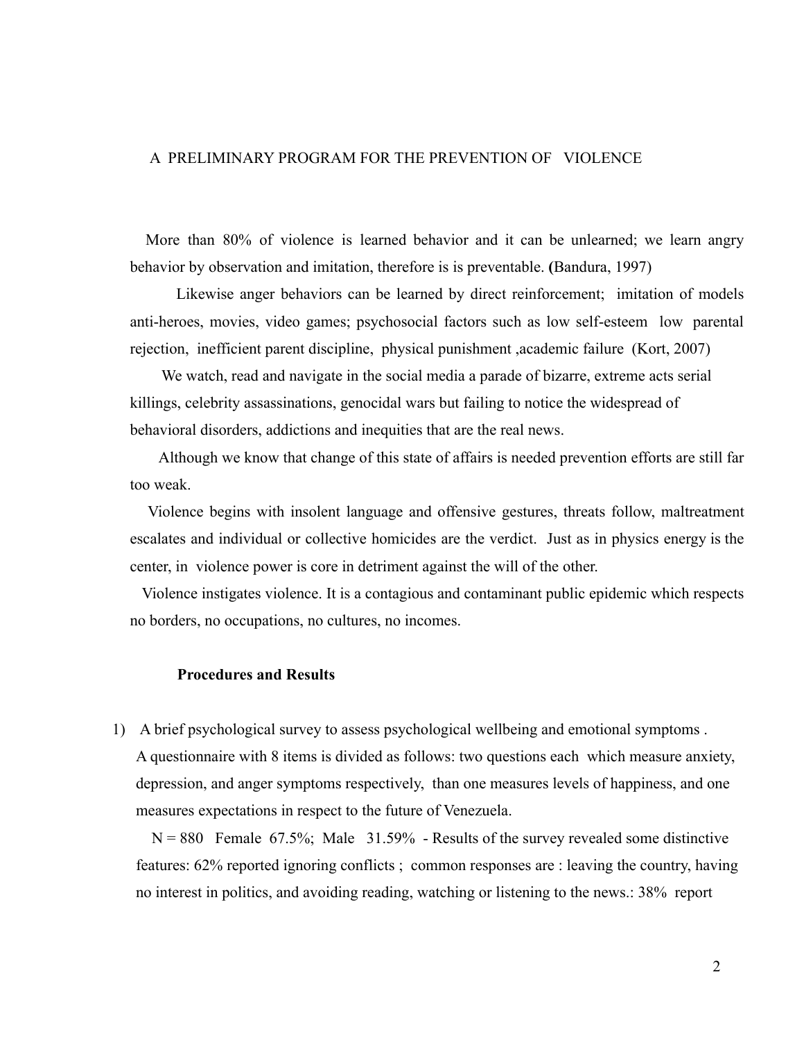# A PRELIMINARY PROGRAM FOR THE PREVENTION OF VIOLENCE

More than 80% of violence is learned behavior and it can be unlearned; we learn angry behavior by observation and imitation, therefore is is preventable. **(**Bandura, 1997)

Likewise anger behaviors can be learned by direct reinforcement; imitation of models anti-heroes, movies, video games; psychosocial factors such as low self-esteem low parental rejection, inefficient parent discipline, physical punishment ,academic failure (Kort, 2007)

We watch, read and navigate in the social media a parade of bizarre, extreme acts serial killings, celebrity assassinations, genocidal wars but failing to notice the widespread of behavioral disorders, addictions and inequities that are the real news.

Although we know that change of this state of affairs is needed prevention efforts are still far too weak.

Violence begins with insolent language and offensive gestures, threats follow, maltreatment escalates and individual or collective homicides are the verdict. Just as in physics energy is the center, in violence power is core in detriment against the will of the other.

Violence instigates violence. It is a contagious and contaminant public epidemic which respects no borders, no occupations, no cultures, no incomes.

## Procedures and Results

1) A brief psychological survey to assess psychological wellbeing and emotional symptoms .
   A questionnaire with 8 items is divided as follows: two questions each which measure anxiety, depression, and anger symptoms respectively, than one measures levels of happiness, and one measures expectations in respect to the future of Venezuela.

   N = 880 Female 67.5%; Male 31.59% - Results of the survey revealed some distinctive features: 62% reported ignoring conflicts ; common responses are : leaving the country, having no interest in politics, and avoiding reading, watching or listening to the news.: 38% report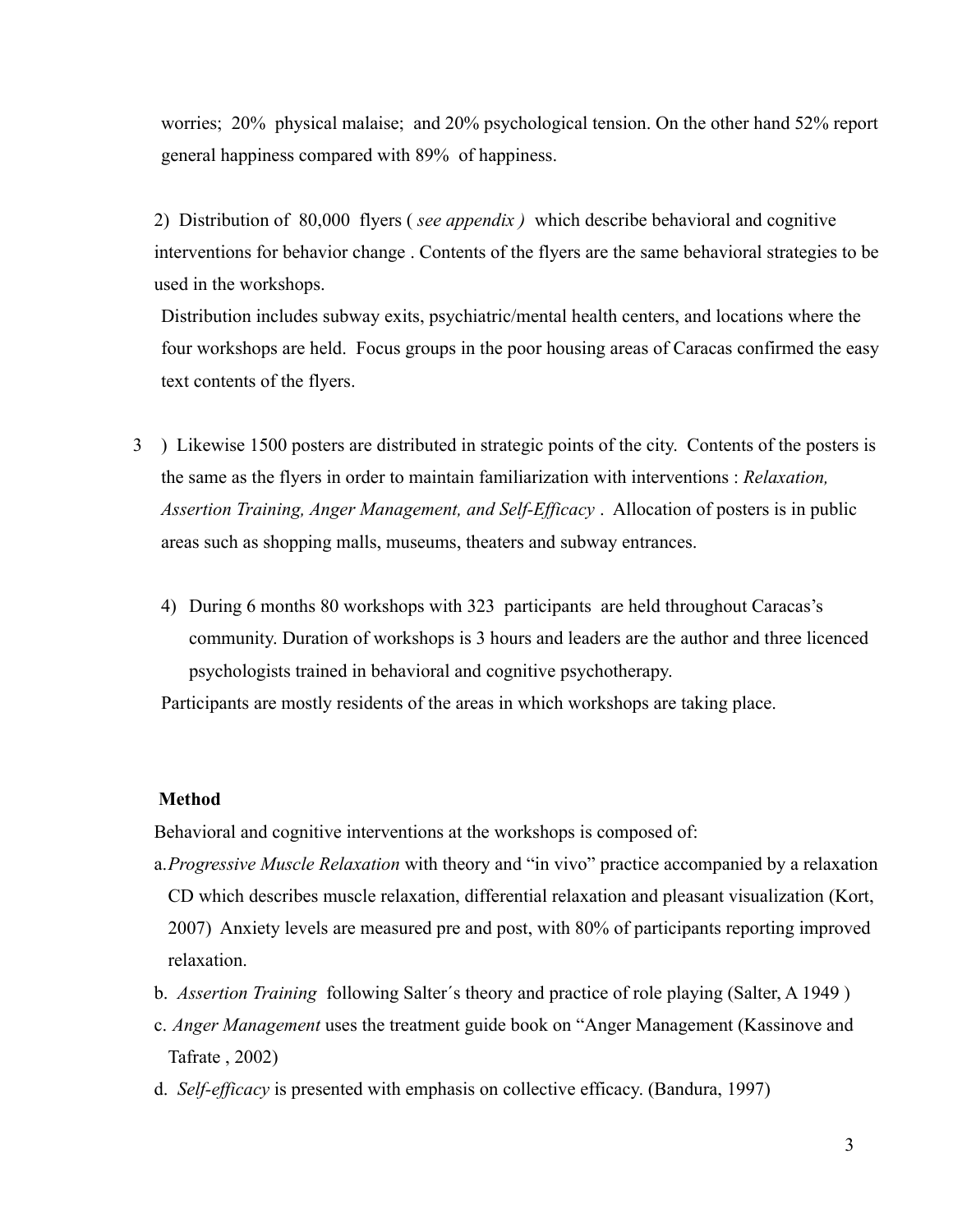worries; 20% physical malaise; and 20% psychological tension. On the other hand 52% report general happiness compared with 89% of happiness.

2) Distribution of 80,000 flyers ( *see appendix )* which describe behavioral and cognitive interventions for behavior change . Contents of the flyers are the same behavioral strategies to be used in the workshops.

Distribution includes subway exits, psychiatric/mental health centers, and locations where the four workshops are held. Focus groups in the poor housing areas of Caracas confirmed the easy text contents of the flyers.

3 ) Likewise 1500 posters are distributed in strategic points of the city. Contents of the posters is the same as the flyers in order to maintain familiarization with interventions : *Relaxation, Assertion Training, Anger Management, and Self-Efficacy* . Allocation of posters is in public areas such as shopping malls, museums, theaters and subway entrances.

4) During 6 months 80 workshops with 323 participants are held throughout Caracas's community. Duration of workshops is 3 hours and leaders are the author and three licenced psychologists trained in behavioral and cognitive psychotherapy.

Participants are mostly residents of the areas in which workshops are taking place.

**Method**

Behavioral and cognitive interventions at the workshops is composed of:

a. *Progressive Muscle Relaxation* with theory and "in vivo" practice accompanied by a relaxation CD which describes muscle relaxation, differential relaxation and pleasant visualization (Kort, 2007) Anxiety levels are measured pre and post, with 80% of participants reporting improved relaxation.

b. *Assertion Training* following Salter´s theory and practice of role playing (Salter, A 1949 )

c. *Anger Management* uses the treatment guide book on "Anger Management (Kassinove and Tafrate , 2002)

d. *Self-efficacy* is presented with emphasis on collective efficacy. (Bandura, 1997)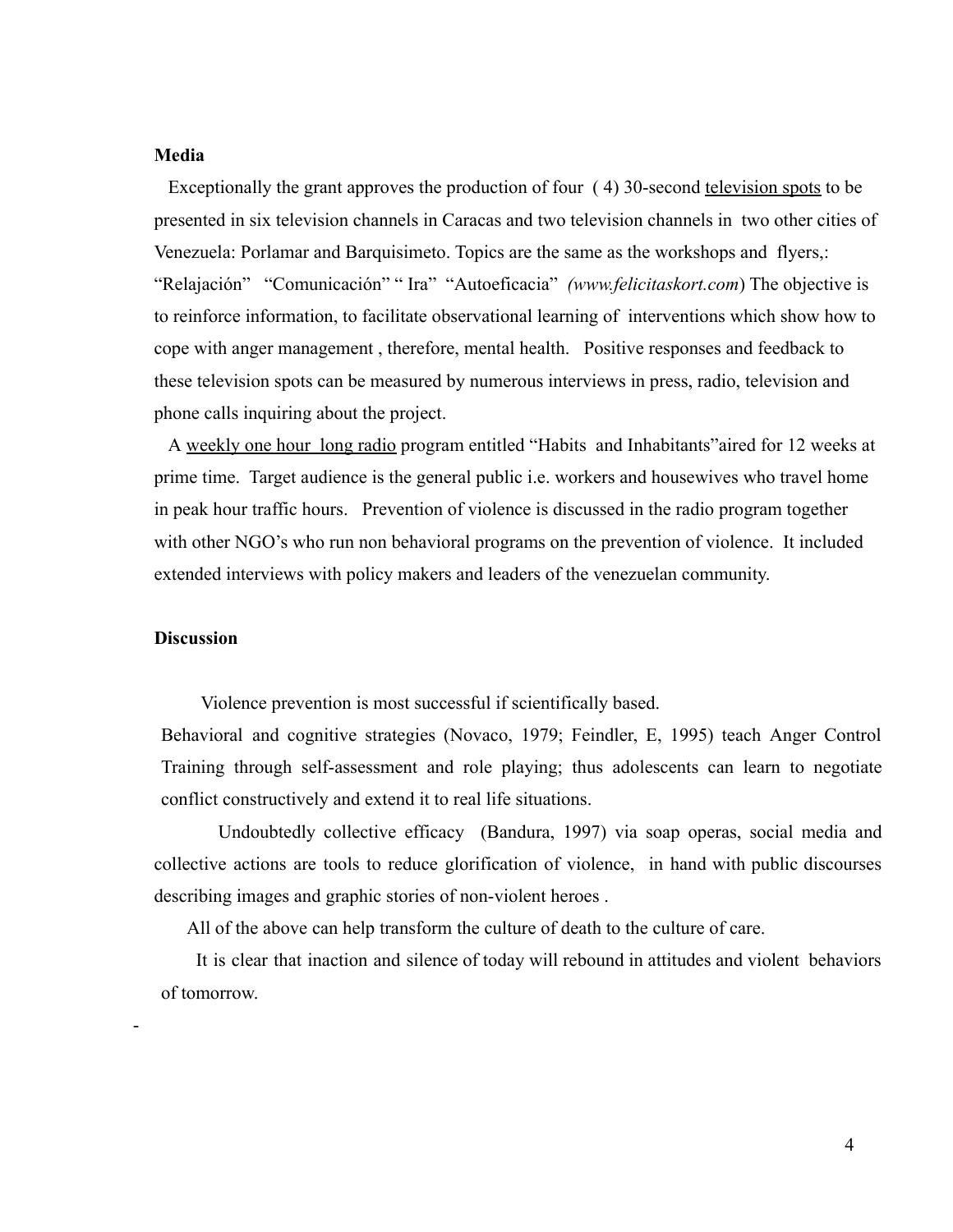**Media**

Exceptionally the grant approves the production of four ( 4) 30-second <u>television spots</u> to be presented in six television channels in Caracas and two television channels in two other cities of Venezuela: Porlamar and Barquisimeto. Topics are the same as the workshops and flyers,: "Relajación" "Comunicación" " Ira" "Autoeficacia" *(www.felicitaskort.com*) The objective is to reinforce information, to facilitate observational learning of interventions which show how to cope with anger management , therefore, mental health. Positive responses and feedback to these television spots can be measured by numerous interviews in press, radio, television and phone calls inquiring about the project.

A <u>weekly one hour long radio</u> program entitled "Habits and Inhabitants"aired for 12 weeks at prime time. Target audience is the general public i.e. workers and housewives who travel home in peak hour traffic hours. Prevention of violence is discussed in the radio program together with other NGO's who run non behavioral programs on the prevention of violence. It included extended interviews with policy makers and leaders of the venezuelan community.

**Discussion**

Violence prevention is most successful if scientifically based.

Behavioral and cognitive strategies (Novaco, 1979; Feindler, E, 1995) teach Anger Control Training through self-assessment and role playing; thus adolescents can learn to negotiate conflict constructively and extend it to real life situations.

Undoubtedly collective efficacy (Bandura, 1997) via soap operas, social media and collective actions are tools to reduce glorification of violence, in hand with public discourses describing images and graphic stories of non-violent heroes .

All of the above can help transform the culture of death to the culture of care.

It is clear that inaction and silence of today will rebound in attitudes and violent behaviors of tomorrow.

-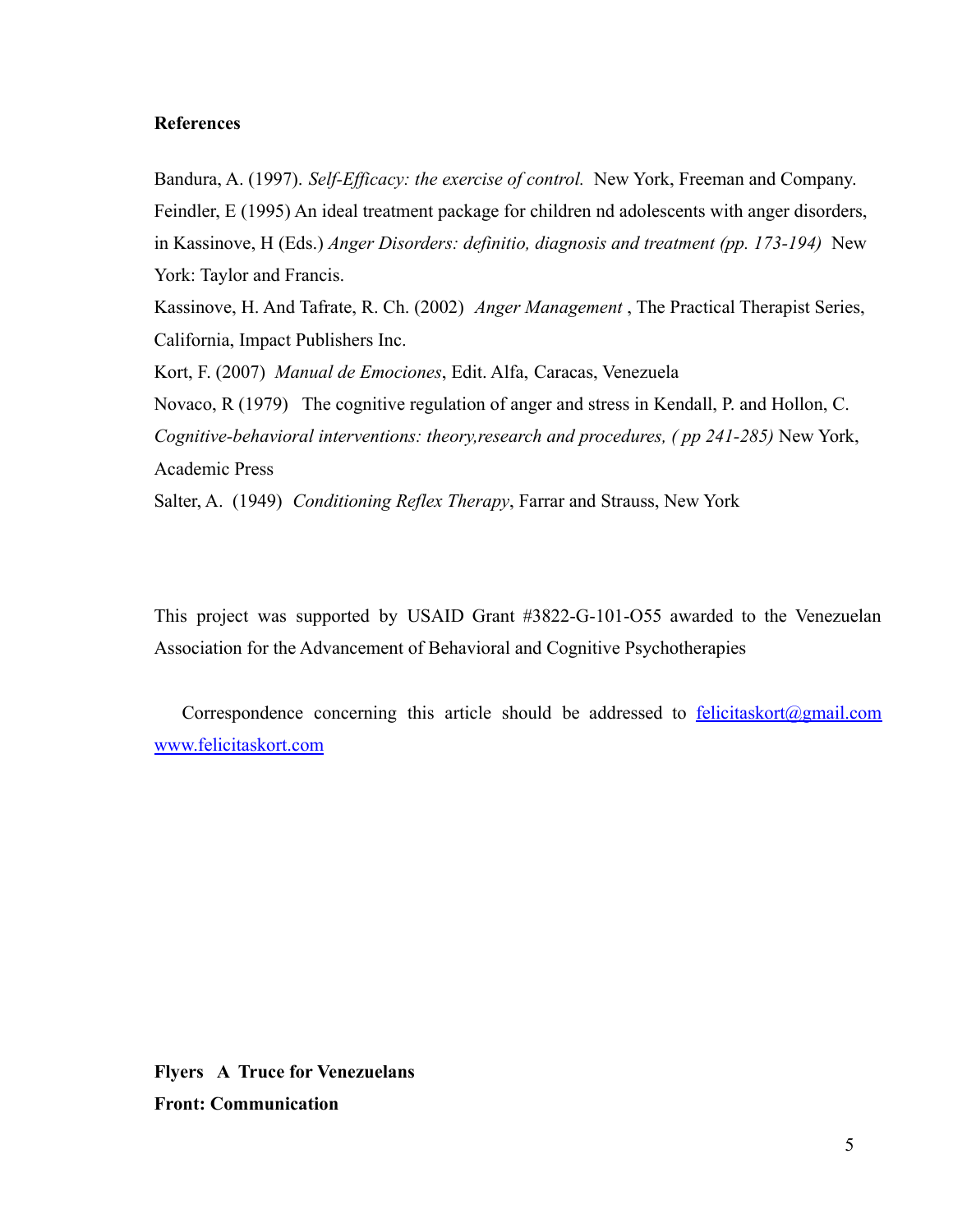**References**

Bandura, A. (1997). *Self-Efficacy: the exercise of control.* New York, Freeman and Company.

Feindler, E (1995) An ideal treatment package for children nd adolescents with anger disorders, in Kassinove, H (Eds.) *Anger Disorders: definitio, diagnosis and treatment (pp. 173-194)* New York: Taylor and Francis.

Kassinove, H. And Tafrate, R. Ch. (2002) *Anger Management* , The Practical Therapist Series, California, Impact Publishers Inc.

Kort, F. (2007) *Manual de Emociones*, Edit. Alfa, Caracas, Venezuela

Novaco, R (1979) The cognitive regulation of anger and stress in Kendall, P. and Hollon, C. *Cognitive-behavioral interventions: theory,research and procedures, ( pp 241-285)* New York, Academic Press

Salter, A. (1949) *Conditioning Reflex Therapy*, Farrar and Strauss, New York

This project was supported by USAID Grant #3822-G-101-O55 awarded to the Venezuelan Association for the Advancement of Behavioral and Cognitive Psychotherapies

Correspondence concerning this article should be addressed to felicitaskort@gmail.com www.felicitaskort.com

**Flyers A Truce for Venezuelans**

**Front: Communication**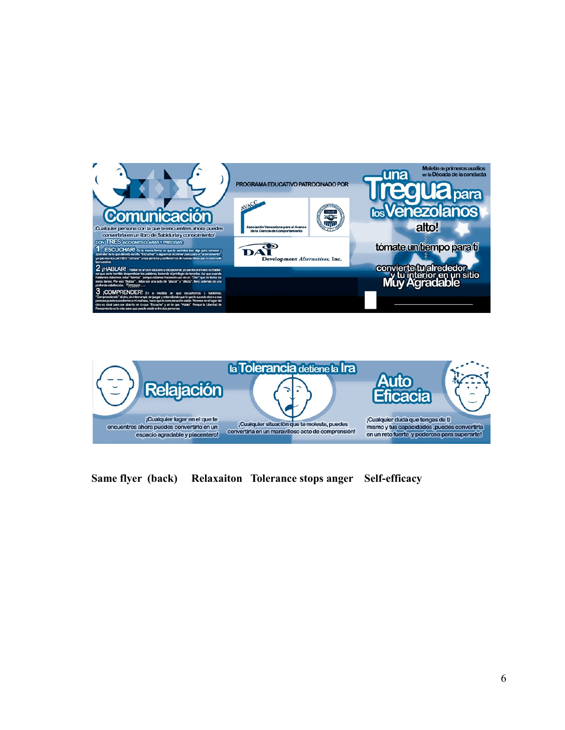**Comunicación**

¡Cualquier persona con la que te encuentres ahora puedes convertirla en un libro de Sabiduría y conocimiento!

CON TRES ACCIONES CLARAS Y PRECISAS:

1 ¡ESCUCHAR! De la misma forma en que te permites leer algo para conocer y aprender de lo que allí está escrito. "Escuchar" a alguien es el primer paso para el "acercamiento", ya que eso nos permitirá "conocer" a esa persona y así llenarnos de nuevas ideas que no sean solo las nuestras.

2 ¡HABLAR! Hablar es un don exclusivo y excepcional, ya que los animales no hablan, así que sería horrible desperdiciar las palabras, teniendo el privilegio de tenerlas. Así que cuando hablamos debemos estar "Alertas" porque estamos haciendo uso de un "Don" que no todos los seres tienen. Por eso "Hablar", debe ser un acto de "placer" y "afecto", lleno además de una profunda satisfacción. Yyyyyyy.....

3 ¡COMPRENDER! En la medida en que escuchemos y hablemos, "Comprendiendo" al otro, sin interrumpir, sin juzgar y entendiendo que lo que le sucede ahora a esa persona puede sucederme a mí mañana, hace que la comunicación exista. Ponerse en el lugar del otro es ideal para ser abierto en lo que "Escucho" y en lo que "Hablo". Porque la Libertad de Pensamiento es lo más sano que puede existir entre dos personas.

PROGRAMA EDUCATIVO PATROCINADO POR

AVACC Asociación Venezolana para el Avance de la Ciencia del Comportamiento

USAID

DAI Development *Alternatives*, Inc.

Maletín de primeros auxilios en la Década de la conducta

**una Tregua para los Venezolanos**

alto!

tómate un tiempo para tí

convierte tu alrededor y tu interior en un sitio Muy Agradable

**Relajación**

¡Cualquier lugar en el que te encuentres ahora puedes convertirlo en un espacio agradable y placentero!

**la Tolerancia detiene la Ira**

¡Cualquier situación que te moleste, puedes convertirla en un maravilloso acto de comprensión!

**Auto Eficacia**

¡Cualquier duda que tengas de tí mismo y tus capacidades puedes convertirla en un reto fuerte y poderoso para superarte!

**Same flyer (back) Relaxaiton Tolerance stops anger Self-efficacy**